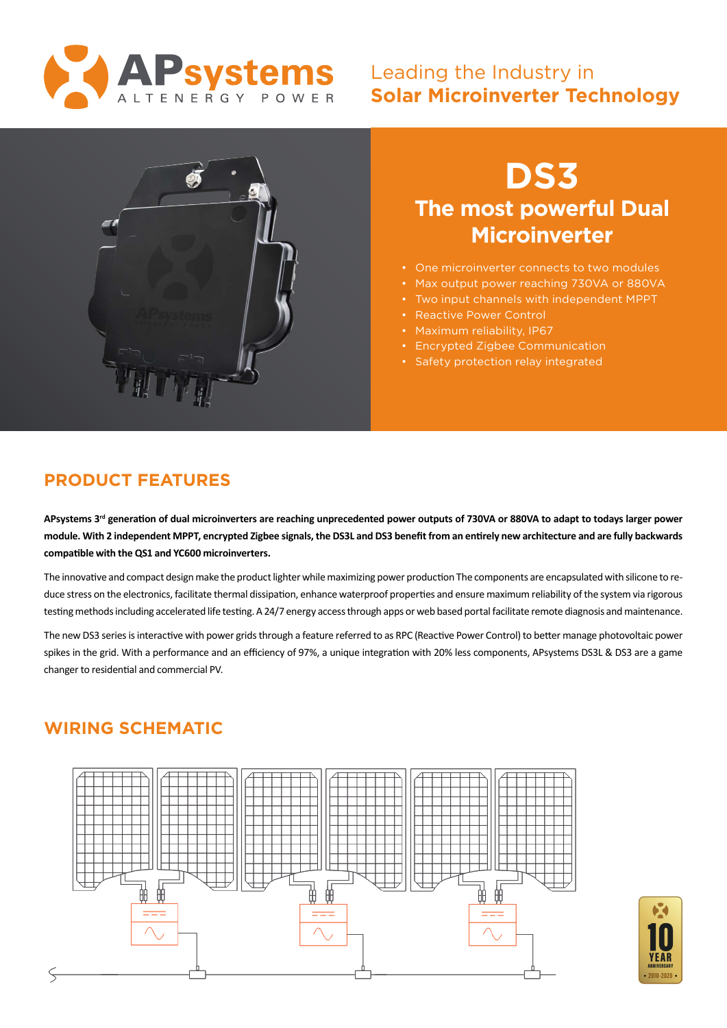APsystems
ALTENERGY POWER

Leading the Industry in
**Solar Microinverter Technology**

# DS3

## The most powerful Dual Microinverter

- One microinverter connects to two modules
- Max output power reaching 730VA or 880VA
- Two input channels with independent MPPT
- Reactive Power Control
- Maximum reliability, IP67
- Encrypted Zigbee Communication
- Safety protection relay integrated

## PRODUCT FEATURES

**APsystems 3rd generation of dual microinverters are reaching unprecedented power outputs of 730VA or 880VA to adapt to todays larger power module. With 2 independent MPPT, encrypted Zigbee signals, the DS3L and DS3 benefit from an entirely new architecture and are fully backwards compatible with the QS1 and YC600 microinverters.**

The innovative and compact design make the product lighter while maximizing power production The components are encapsulated with silicone to reduce stress on the electronics, facilitate thermal dissipation, enhance waterproof properties and ensure maximum reliability of the system via rigorous testing methods including accelerated life testing. A 24/7 energy access through apps or web based portal facilitate remote diagnosis and maintenance.

The new DS3 series is interactive with power grids through a feature referred to as RPC (Reactive Power Control) to better manage photovoltaic power spikes in the grid. With a performance and an efficiency of 97%, a unique integration with 20% less components, APsystems DS3L & DS3 are a game changer to residential and commercial PV.

## WIRING SCHEMATIC

10 YEAR ANNIVERSARY • 2010-2020 •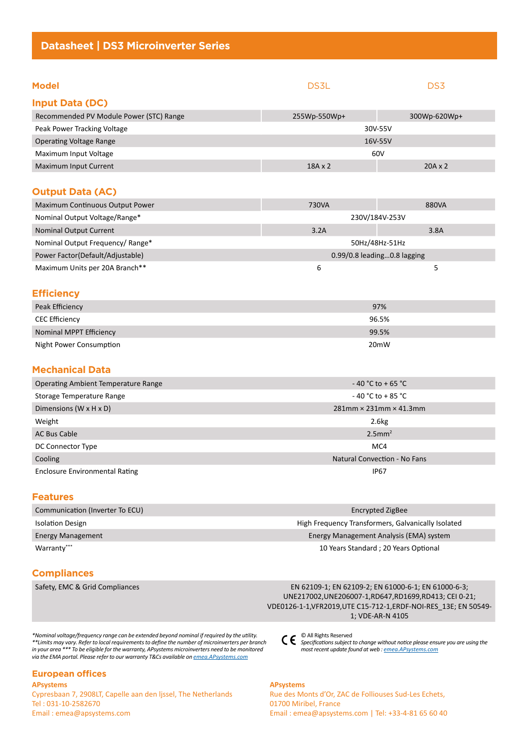# Datasheet | DS3 Microinverter Series

| Model | DS3L | DS3 |
|---|---|---|

## Input Data (DC)

| | | |
|---|---|---|
| Recommended PV Module Power (STC) Range | 255Wp-550Wp+ | 300Wp-620Wp+ |
| Peak Power Tracking Voltage | 30V-55V | |
| Operating Voltage Range | 16V-55V | |
| Maximum Input Voltage | 60V | |
| Maximum Input Current | 18A x 2 | 20A x 2 |

## Output Data (AC)

| | | |
|---|---|---|
| Maximum Continuous Output Power | 730VA | 880VA |
| Nominal Output Voltage/Range* | 230V/184V-253V | |
| Nominal Output Current | 3.2A | 3.8A |
| Nominal Output Frequency/ Range* | 50Hz/48Hz-51Hz | |
| Power Factor(Default/Adjustable) | 0.99/0.8 leading…0.8 lagging | |
| Maximum Units per 20A Branch** | 6 | 5 |

## Efficiency

| | |
|---|---|
| Peak Efficiency | 97% |
| CEC Efficiency | 96.5% |
| Nominal MPPT Efficiency | 99.5% |
| Night Power Consumption | 20mW |

## Mechanical Data

| | |
|---|---|
| Operating Ambient Temperature Range | - 40 °C to + 65 °C |
| Storage Temperature Range | - 40 °C to + 85 °C |
| Dimensions (W x H x D) | 281mm × 231mm × 41.3mm |
| Weight | 2.6kg |
| AC Bus Cable | 2.5mm$^2$ |
| DC Connector Type | MC4 |
| Cooling | Natural Convection - No Fans |
| Enclosure Environmental Rating | IP67 |

## Features

| | |
|---|---|
| Communication (Inverter To ECU) | Encrypted ZigBee |
| Isolation Design | High Frequency Transformers, Galvanically Isolated |
| Energy Management | Energy Management Analysis (EMA) system |
| Warranty*** | 10 Years Standard ; 20 Years Optional |

## Compliances

| | |
|---|---|
| Safety, EMC & Grid Compliances | EN 62109-1; EN 62109-2; EN 61000-6-1; EN 61000-6-3; UNE217002,UNE206007-1,RD647,RD1699,RD413; CEI 0-21; VDE0126-1-1,VFR2019,UTE C15-712-1,ERDF-NOI-RES_13E; EN 50549-1; VDE-AR-N 4105 |

*\*Nominal voltage/frequency range can be extended beyond nominal if required by the utility.*
*\*\*Limits may vary. Refer to local requirements to define the number of microinverters per branch in your area \*\*\* To be eligible for the warranty, APsystems microinverters need to be monitored via the EMA portal. Please refer to our warranty T&Cs available on emea.APsystems.com*

CE © All Rights Reserved
*Specifications subject to change without notice please ensure you are using the most recent update found at web : emea.APsystems.com*

## European offices

**APsystems**
Cypresbaan 7, 2908LT, Capelle aan den Ijssel, The Netherlands
Tel : 031-10-2582670
Email : emea@apsystems.com

**APsystems**
Rue des Monts d'Or, ZAC de Folliouses Sud-Les Echets,
01700 Miribel, France
Email : emea@apsystems.com | Tel: +33-4-81 65 60 40